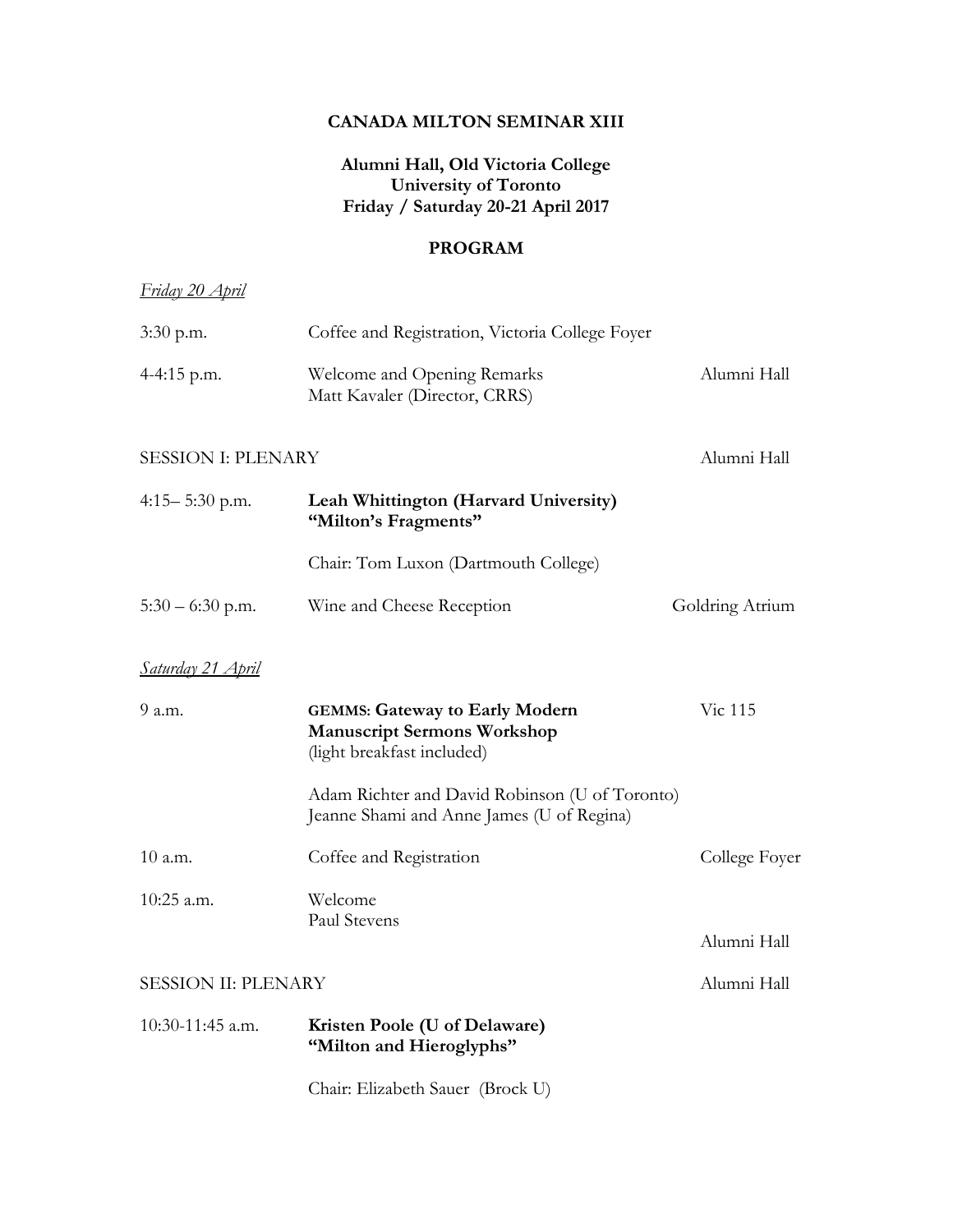# CANADA MILTON SEMINAR XIII

**Alumni Hall, Old Victoria College**
**University of Toronto**
**Friday / Saturday 20-21 April 2017**

## PROGRAM

*Friday 20 April*

| | | |
|---|---|---|
| 3:30 p.m. | Coffee and Registration, Victoria College Foyer | |
| 4-4:15 p.m. | Welcome and Opening Remarks<br>Matt Kavaler (Director, CRRS) | Alumni Hall |
| SESSION I: PLENARY | | Alumni Hall |
| 4:15– 5:30 p.m. | **Leah Whittington (Harvard University)**<br>**"Milton's Fragments"**<br><br>Chair: Tom Luxon (Dartmouth College) | |
| 5:30 – 6:30 p.m. | Wine and Cheese Reception | Goldring Atrium |

*Saturday 21 April*

| | | |
|---|---|---|
| 9 a.m. | **GEMMS: Gateway to Early Modern Manuscript Sermons Workshop**<br>(light breakfast included)<br><br>Adam Richter and David Robinson (U of Toronto)<br>Jeanne Shami and Anne James (U of Regina) | Vic 115 |
| 10 a.m. | Coffee and Registration | College Foyer |
| 10:25 a.m. | Welcome<br>Paul Stevens | Alumni Hall |
| SESSION II: PLENARY | | Alumni Hall |
| 10:30-11:45 a.m. | **Kristen Poole (U of Delaware)**<br>**"Milton and Hieroglyphs"**<br><br>Chair: Elizabeth Sauer (Brock U) | |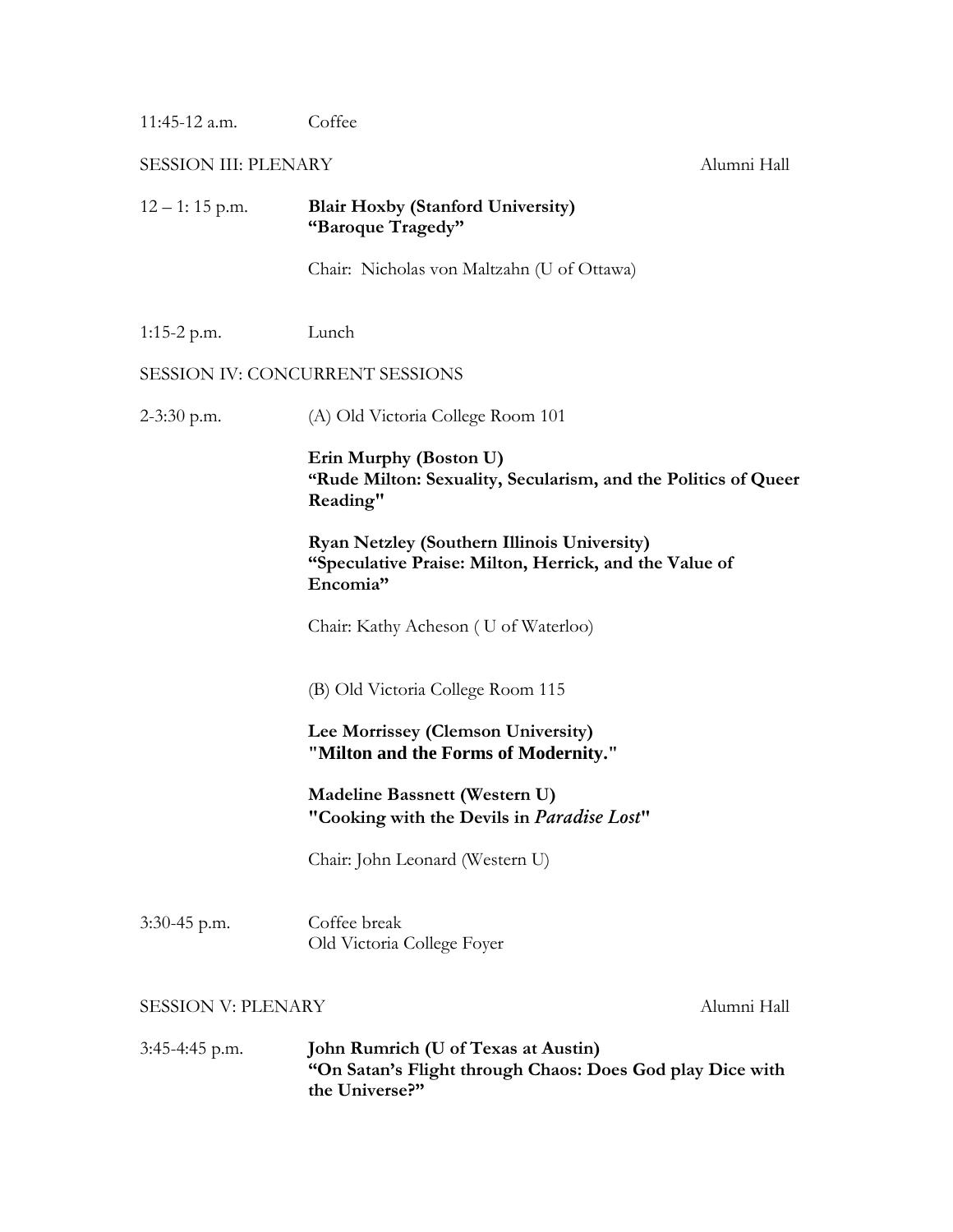11:45-12 a.m. Coffee

SESSION III: PLENARY — Alumni Hall

12 – 1: 15 p.m. **Blair Hoxby (Stanford University)**
**"Baroque Tragedy"**

Chair: Nicholas von Maltzahn (U of Ottawa)

1:15-2 p.m. Lunch

SESSION IV: CONCURRENT SESSIONS

2-3:30 p.m. (A) Old Victoria College Room 101

**Erin Murphy (Boston U)**
**"Rude Milton: Sexuality, Secularism, and the Politics of Queer Reading"**

**Ryan Netzley (Southern Illinois University)**
**"Speculative Praise: Milton, Herrick, and the Value of Encomia"**

Chair: Kathy Acheson ( U of Waterloo)

(B) Old Victoria College Room 115

**Lee Morrissey (Clemson University)**
**"Milton and the Forms of Modernity."**

**Madeline Bassnett (Western U)**
**"Cooking with the Devils in *Paradise Lost*"**

Chair: John Leonard (Western U)

3:30-45 p.m. Coffee break
Old Victoria College Foyer

SESSION V: PLENARY — Alumni Hall

3:45-4:45 p.m. **John Rumrich (U of Texas at Austin)**
**"On Satan's Flight through Chaos: Does God play Dice with the Universe?"**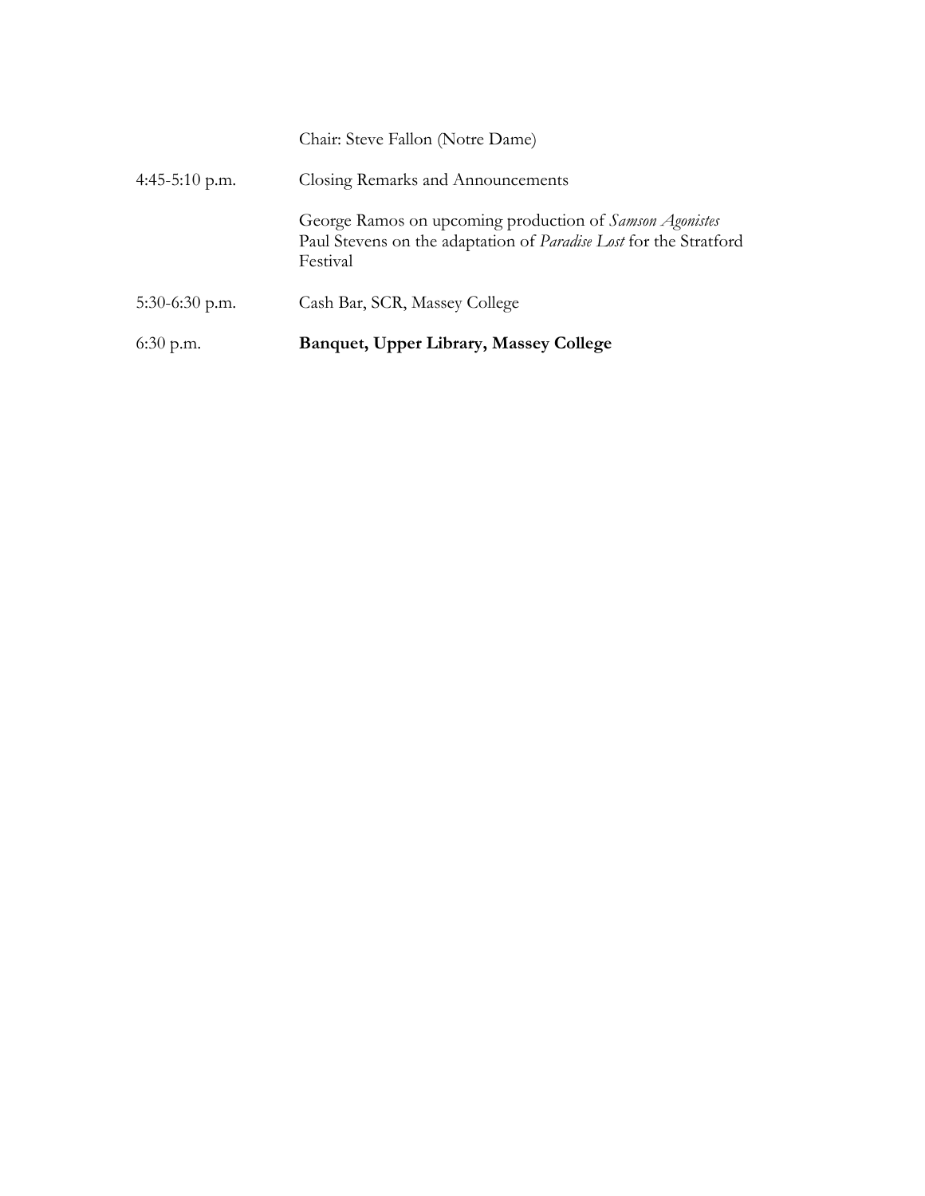| | |
|---|---|
| | Chair: Steve Fallon (Notre Dame) |
| 4:45-5:10 p.m. | Closing Remarks and Announcements |
| | George Ramos on upcoming production of *Samson Agonistes*<br>Paul Stevens on the adaptation of *Paradise Lost* for the Stratford Festival |
| 5:30-6:30 p.m. | Cash Bar, SCR, Massey College |
| 6:30 p.m. | **Banquet, Upper Library, Massey College** |